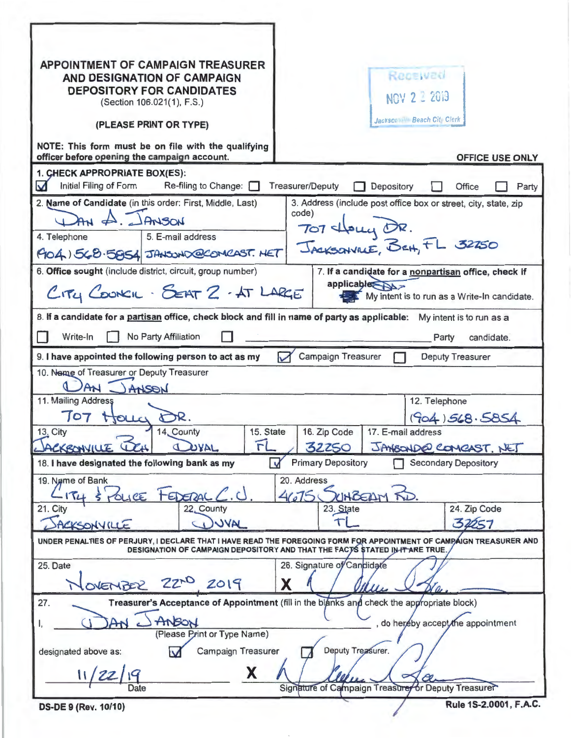## APPOINTMENT OF CAMPAIGN TREASURER AND DESIGNATION OF CAMPAIGN DEPOSITORY FOR CANDIDATES

(Section 106.021(1), F.S.)

**(PLEASE PRINT OR TYPE)**

Received
NOV 2 2 2019
Jacksonville Beach City Clerk

**NOTE: This form must be on file with the qualifying officer before opening the campaign account.**

**OFFICE USE ONLY**

**1. CHECK APPROPRIATE BOX(ES):**

☑ Initial Filing of Form Re-filing to Change: ☐ Treasurer/Deputy ☐ Depository ☐ Office ☐ Party

**2. Name of Candidate** (in this order: First, Middle, Last)
DAN A. JANSON

3. Address (include post office box or street, city, state, zip code)
707 HOLLY DR.
JACKSONVILLE, BCH, FL 32250

4. Telephone
(904) 568-5854

5. E-mail address
JANSOND@COMCAST.NET

**6. Office sought** (include district, circuit, group number)
CITY COUNCIL - SEAT 2 - AT LARGE

**7. If a candidate for a nonpartisan office, check if applicable:** N/A
My intent is to run as a Write-In candidate.

**8. If a candidate for a partisan office, check block and fill in name of party as applicable:** My intent is to run as a

☐ Write-In ☐ No Party Affiliation ☐ __________ Party candidate.

**9. I have appointed the following person to act as my** ☑ Campaign Treasurer ☐ Deputy Treasurer

10. Name of Treasurer or Deputy Treasurer
DAN JANSON

11. Mailing Address
707 HOLLY DR.

12. Telephone
(904) 568-5854

13. City
JACKSONVILLE BCH

14. County
DUVAL

15. State
FL

16. Zip Code
32250

17. E-mail address
JANSOND@COMCAST.NET

**18. I have designated the following bank as my** ☑ Primary Depository ☐ Secondary Depository

19. Name of Bank
CITY & POLICE FEDERAL C.U.

20. Address
4675 SUNBEAM RD.

21. City
JACKSONVILLE

22. County
DUVAL

23. State
FL

24. Zip Code
32257

**UNDER PENALTIES OF PERJURY, I DECLARE THAT I HAVE READ THE FOREGOING FORM FOR APPOINTMENT OF CAMPAIGN TREASURER AND DESIGNATION OF CAMPAIGN DEPOSITORY AND THAT THE FACTS STATED IN IT ARE TRUE.**

25. Date
NOVEMBER 22ND 2019

26. Signature of Candidate
X [signature]

27. **Treasurer's Acceptance of Appointment** (fill in the blanks and check the appropriate block)

I, DAN JANSON, do hereby accept the appointment
(Please Print or Type Name)

designated above as: ☑ Campaign Treasurer ☐ Deputy Treasurer.

11/22/19
Date

X [signature]
Signature of Campaign Treasurer or Deputy Treasurer

**DS-DE 9 (Rev. 10/10)**

**Rule 1S-2.0001, F.A.C.**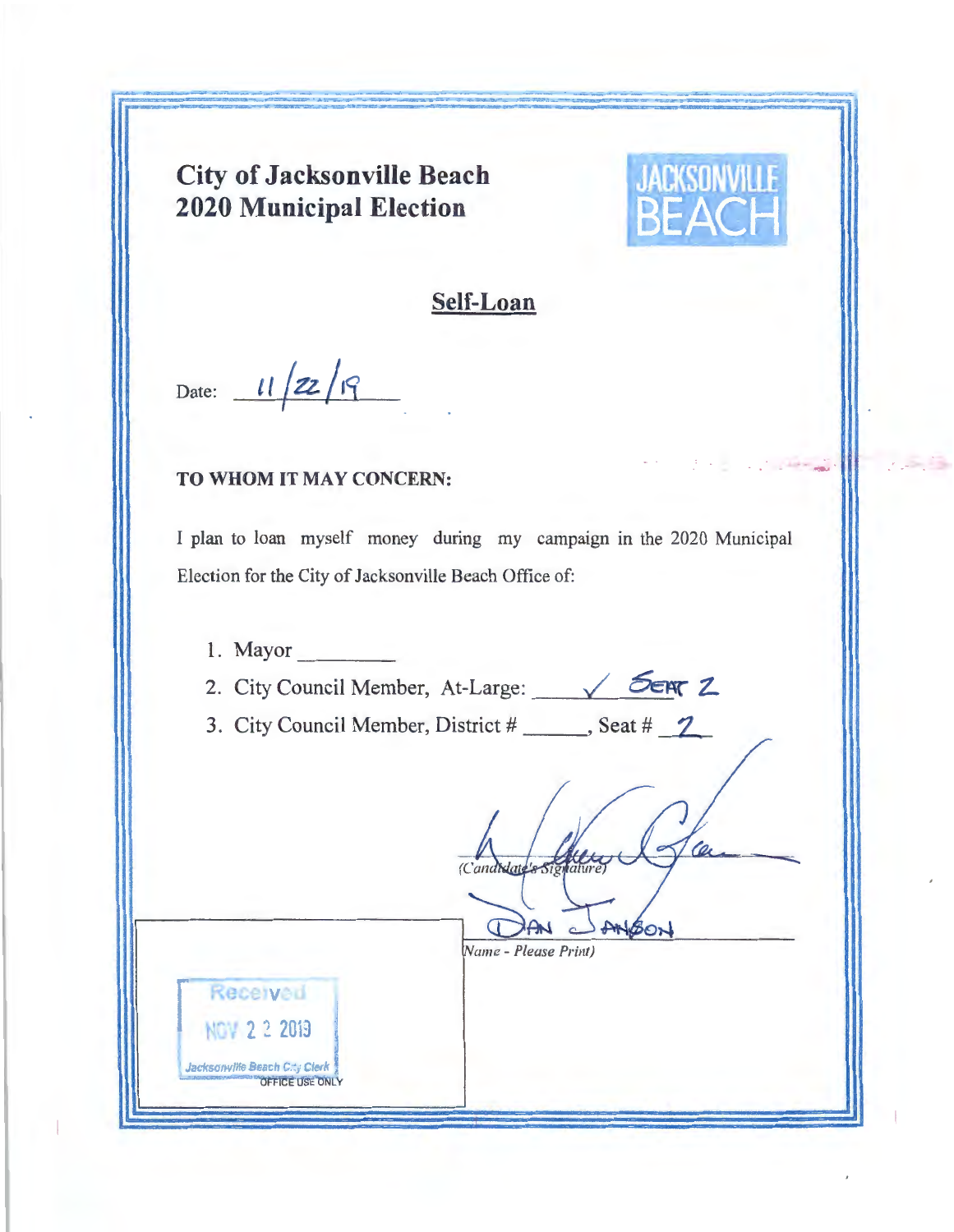# City of Jacksonville Beach
# 2020 Municipal Election

JACKSONVILLE BEACH

## Self-Loan

Date: 11/22/19

**TO WHOM IT MAY CONCERN:**

I plan to loan myself money during my campaign in the 2020 Municipal Election for the City of Jacksonville Beach Office of:

1. Mayor ________
2. City Council Member, At-Large: ✓ SEAT 2
3. City Council Member, District # ______, Seat # 2

(Candidate's Signature)

DAN JANSON

*Name - Please Print)*

Received
NOV 22 2019
Jacksonville Beach City Clerk
OFFICE USE ONLY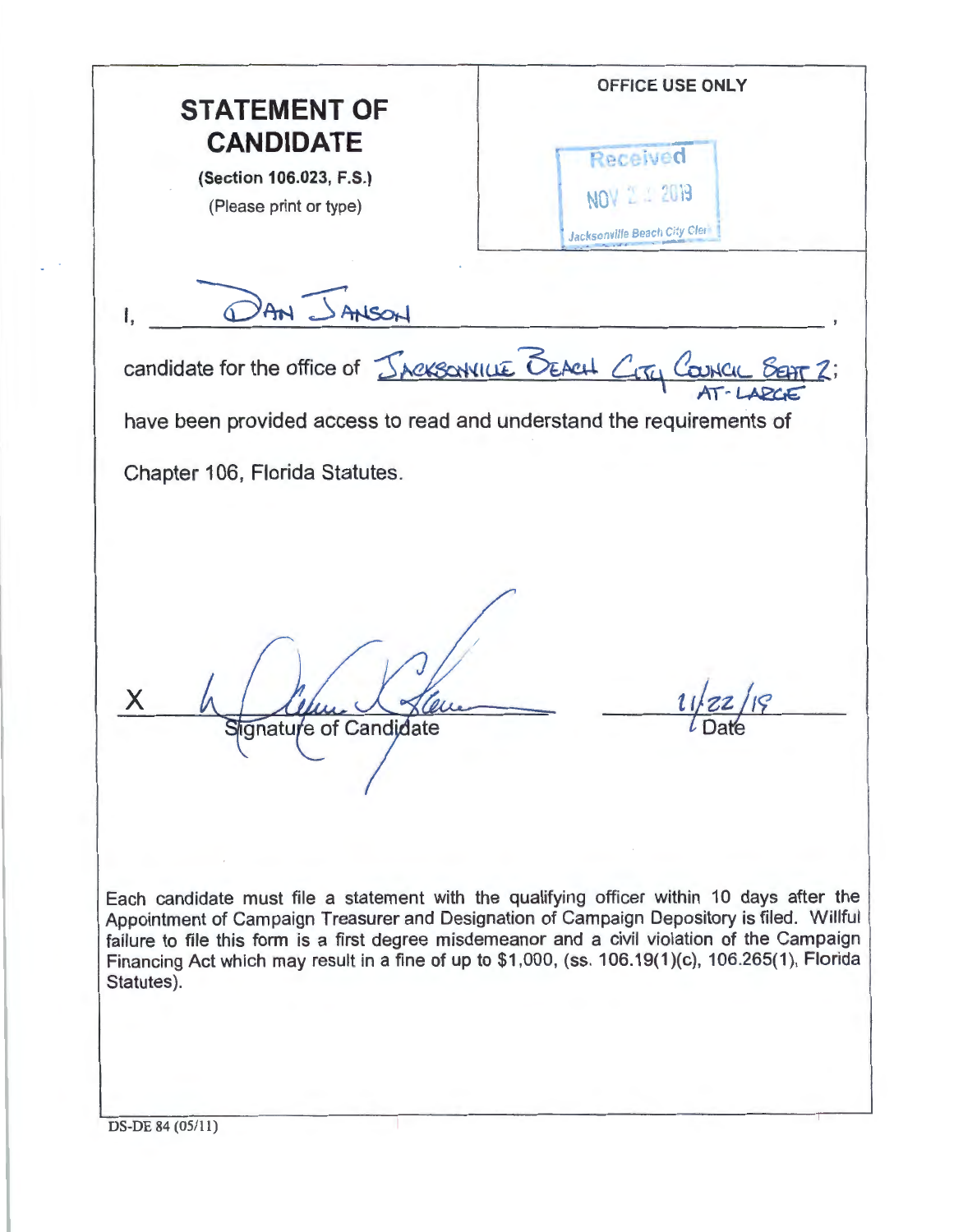# STATEMENT OF CANDIDATE

**(Section 106.023, F.S.)**

(Please print or type)

OFFICE USE ONLY

Received
NOV 2 2 2019
Jacksonville Beach City Clerk

I, DAN JANSON,

candidate for the office of JACKSONVILLE BEACH CITY COUNCIL SEAT 2; AT-LARGE

have been provided access to read and understand the requirements of Chapter 106, Florida Statutes.

X _______________
Signature of Candidate

11/22/19
Date

Each candidate must file a statement with the qualifying officer within 10 days after the Appointment of Campaign Treasurer and Designation of Campaign Depository is filed. Willful failure to file this form is a first degree misdemeanor and a civil violation of the Campaign Financing Act which may result in a fine of up to $1,000, (ss. 106.19(1)(c), 106.265(1), Florida Statutes).

DS-DE 84 (05/11)